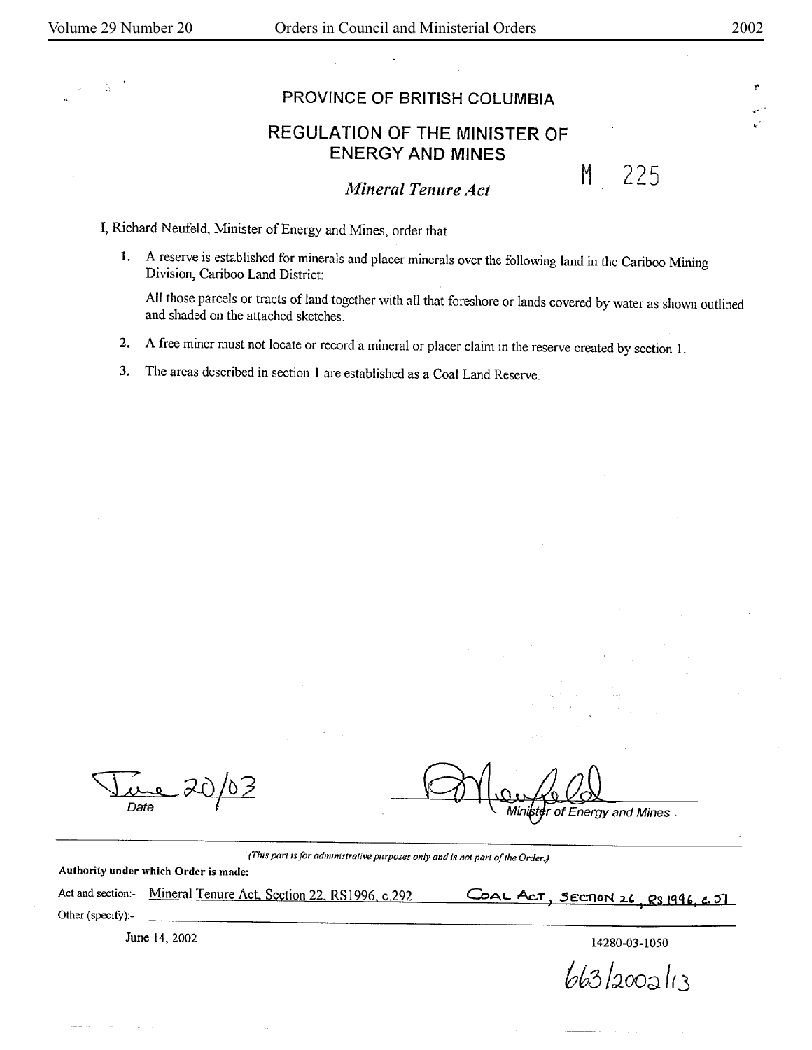# PROVINCE OF BRITISH COLUMBIA

## REGULATION OF THE MINISTER OF ENERGY AND MINES

M 225

### *Mineral Tenure Act*

I, Richard Neufeld, Minister of Energy and Mines, order that

1. A reserve is established for minerals and placer minerals over the following land in the Cariboo Mining Division, Cariboo Land District:

   All those parcels or tracts of land together with all that foreshore or lands covered by water as shown outlined and shaded on the attached sketches.

2. A free miner must not locate or record a mineral or placer claim in the reserve created by section 1.
3. The areas described in section 1 are established as a Coal Land Reserve.

June 20/03
Date

Minister of Energy and Mines

*(This part is for administrative purposes only and is not part of the Order.)*

**Authority under which Order is made:**

Act and section:- Mineral Tenure Act, Section 22, RS1996, c.292 COAL ACT, SECTION 26, RS 1996, C.51

Other (specify):-

June 14, 2002

14280-03-1050

663/2002/13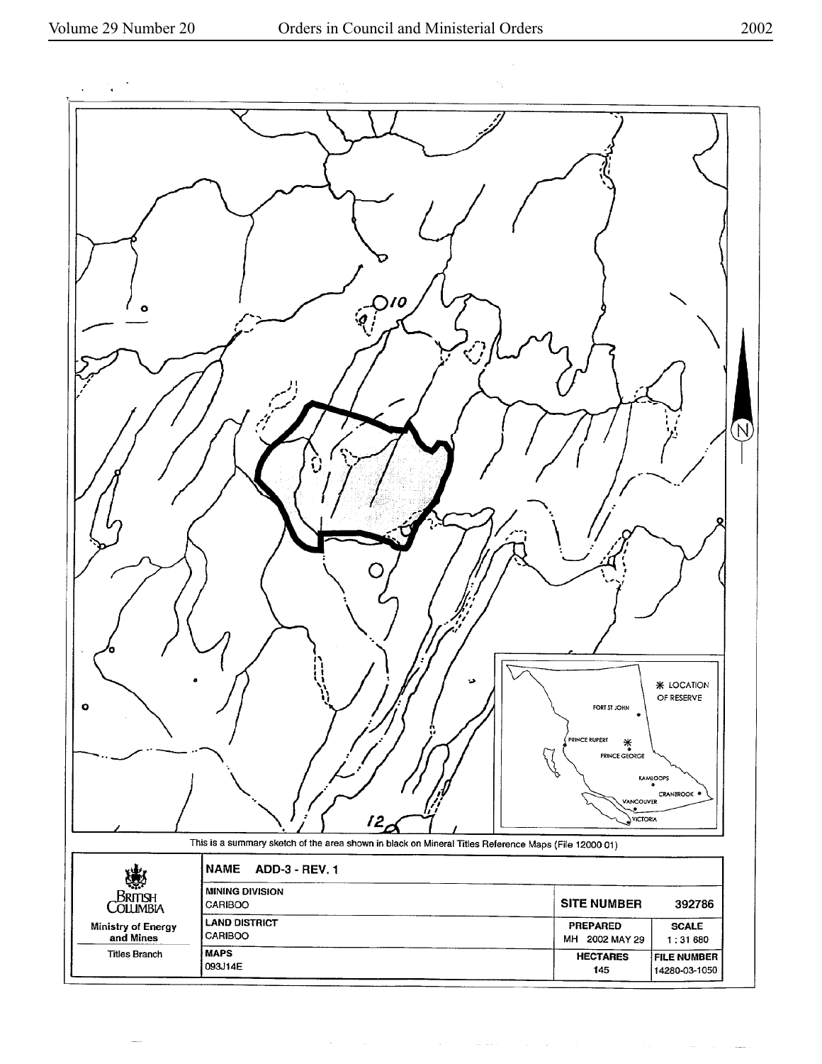10

12

N

✳ LOCATION OF RESERVE

FORT ST JOHN

PRINCE RUPERT

PRINCE GEORGE

KAMLOOPS

CRANBROOK

VANCOUVER

VICTORIA

This is a summary sketch of the area shown in black on Mineral Titles Reference Maps (File 12000 01)

| | | | |
|---|---|---|---|
| British Columbia<br>Ministry of Energy and Mines<br>Titles Branch | **NAME ADD-3 - REV. 1** | | |
| | **MINING DIVISION**<br>CARIBOO | **SITE NUMBER** | 392786 |
| | **LAND DISTRICT**<br>CARIBOO | **PREPARED**<br>MH 2002 MAY 29 | **SCALE**<br>1 : 31 680 |
| | **MAPS**<br>093J14E | **HECTARES**<br>145 | **FILE NUMBER**<br>14280-03-1050 |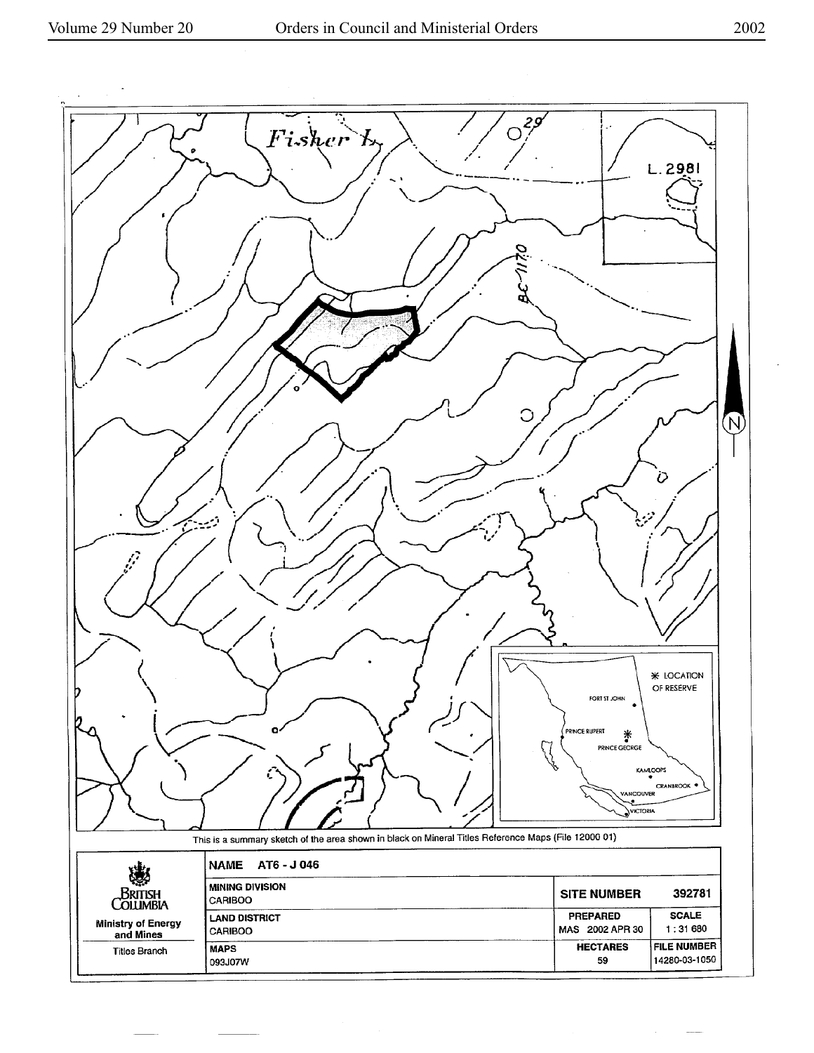Fisher L.

L. 2981

29

BC 1170

N

LOCATION OF RESERVE

FORT ST JOHN

PRINCE RUPERT

PRINCE GEORGE

KAMLOOPS

CRANBROOK

VANCOUVER

VICTORIA

This is a summary sketch of the area shown in black on Mineral Titles Reference Maps (File 12000 01)

| | | | |
|---|---|---|---|
| BRITISH COLUMBIA | **NAME** AT6 - J 046 | | |
| Ministry of Energy and Mines | **MINING DIVISION** CARIBOO | **SITE NUMBER** | 392781 |
| Titles Branch | **LAND DISTRICT** CARIBOO | **PREPARED** MAS 2002 APR 30 | **SCALE** 1 : 31 680 |
| | **MAPS** 093J07W | **HECTARES** 59 | **FILE NUMBER** 14280-03-1050 |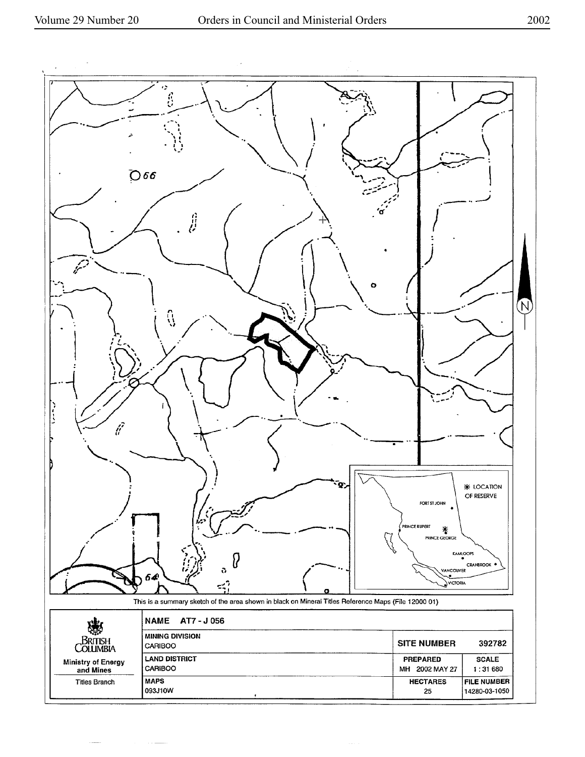66

64

N

LOCATION OF RESERVE

FORT ST JOHN

PRINCE RUPERT

PRINCE GEORGE

KAMLOOPS

CRANBROOK

VANCOUVER

VICTORIA

This is a summary sketch of the area shown in black on Mineral Titles Reference Maps (File 12000 01)

| | | | |
|---|---|---|---|
| BRITISH COLUMBIA | **NAME AT7 - J 056** | | |
| | **MINING DIVISION** CARIBOO | **SITE NUMBER** | **392782** |
| **Ministry of Energy and Mines** | **LAND DISTRICT** CARIBOO | **PREPARED** MH 2002 MAY 27 | **SCALE** 1 : 31 680 |
| Titles Branch | **MAPS** 093J10W | **HECTARES** 25 | **FILE NUMBER** 14280-03-1050 |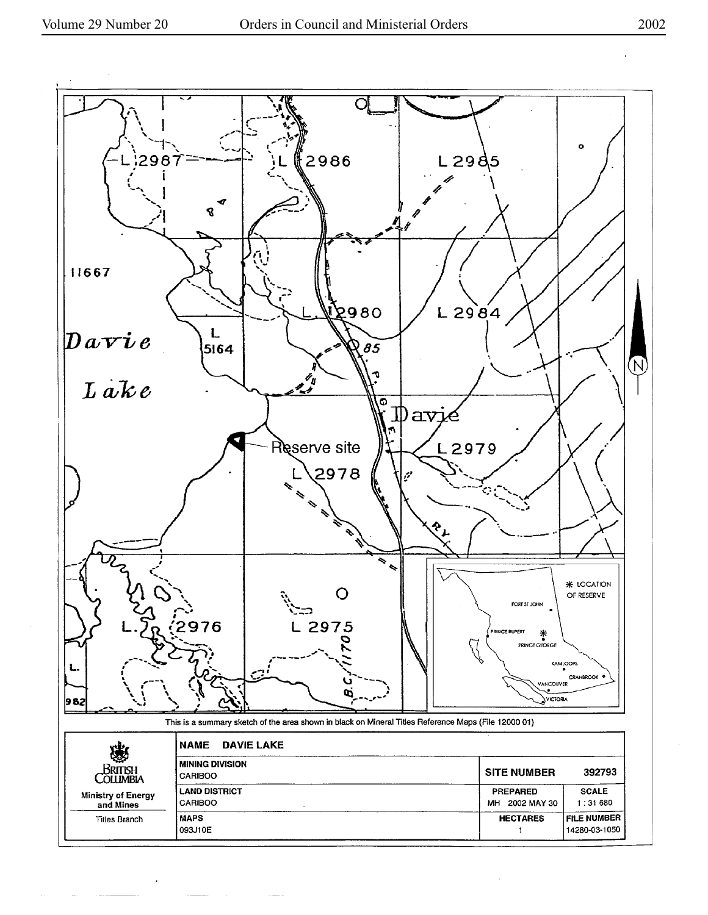L 2987

L 2986

L 2985

11667

L 2980

L 2984

*Davie*

*Lake*

L 5164

85

P. G. E. RY

Davie

Reserve site

L 2979

L 2978

L 2976

L 2975

B.C. 11170

L.

982

LOCATION OF RESERVE

FORT ST JOHN

PRINCE RUPERT

PRINCE GEORGE

KAMLOOPS

CRANBROOK

VANCOUVER

VICTORIA

N

This is a summary sketch of the area shown in black on Mineral Titles Reference Maps (File 12000 01)

| | | | |
|---|---|---|---|
| British Columbia | NAME DAVIE LAKE | | |
| | MINING DIVISION<br>CARIBOO | SITE NUMBER | 392793 |
| Ministry of Energy and Mines | LAND DISTRICT<br>CARIBOO | PREPARED<br>MH 2002 MAY 30 | SCALE<br>1 : 31 680 |
| Titles Branch | MAPS<br>093J10E | HECTARES<br>1 | FILE NUMBER<br>14280-03-1050 |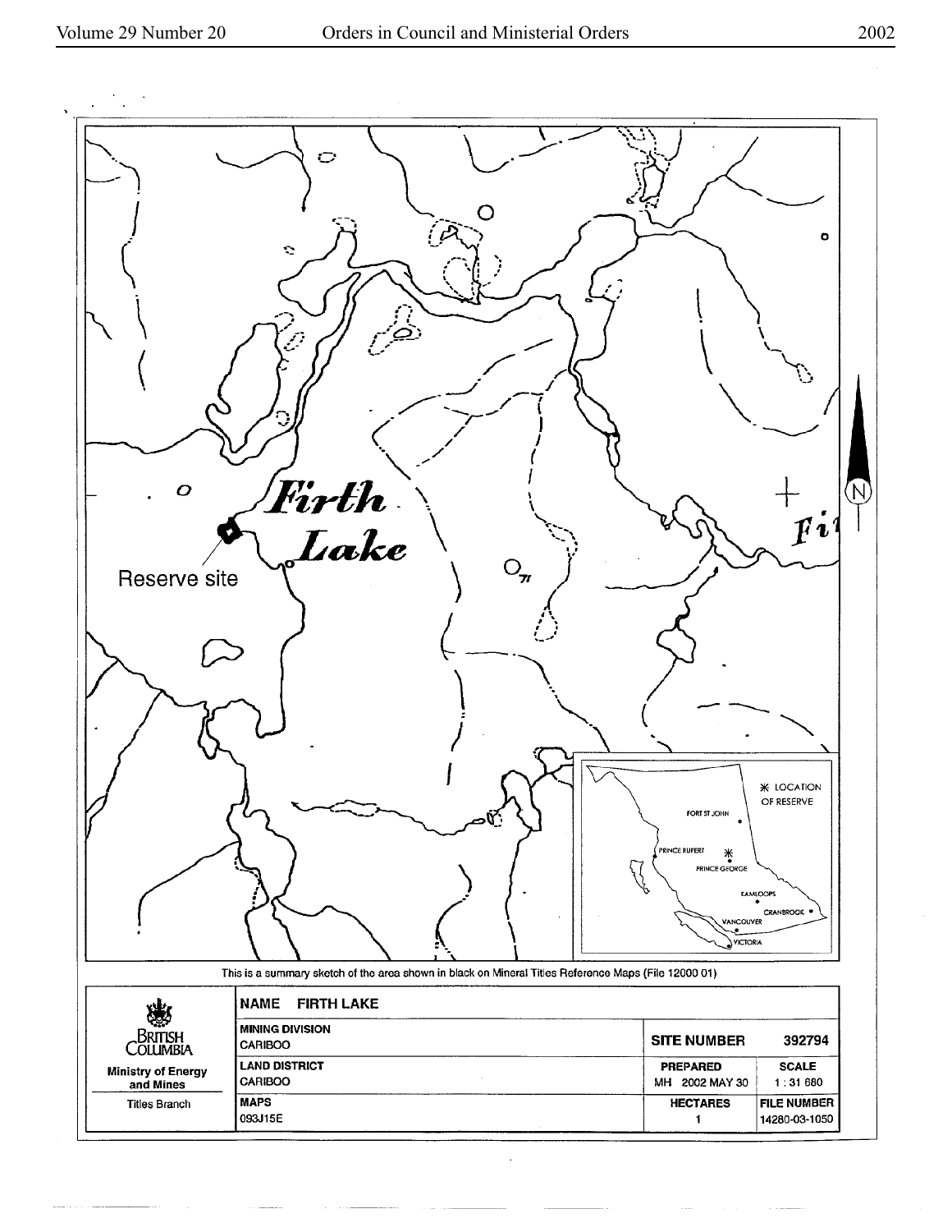Firth Lake

Reserve site

Fi

N

LOCATION OF RESERVE

FORT ST JOHN

PRINCE RUPERT

PRINCE GEORGE

KAMLOOPS

CRANBROOK

VANCOUVER

VICTORIA

This is a summary sketch of the area shown in black on Mineral Titles Reference Maps (File 12000 01)

| | | | |
|---|---|---|---|
| British Columbia<br>Ministry of Energy and Mines<br>Titles Branch | NAME FIRTH LAKE | | |
| | MINING DIVISION<br>CARIBOO | SITE NUMBER | 392794 |
| | LAND DISTRICT<br>CARIBOO | PREPARED<br>MH 2002 MAY 30 | SCALE<br>1 : 31 680 |
| | MAPS<br>093J15E | HECTARES<br>1 | FILE NUMBER<br>14280-03-1050 |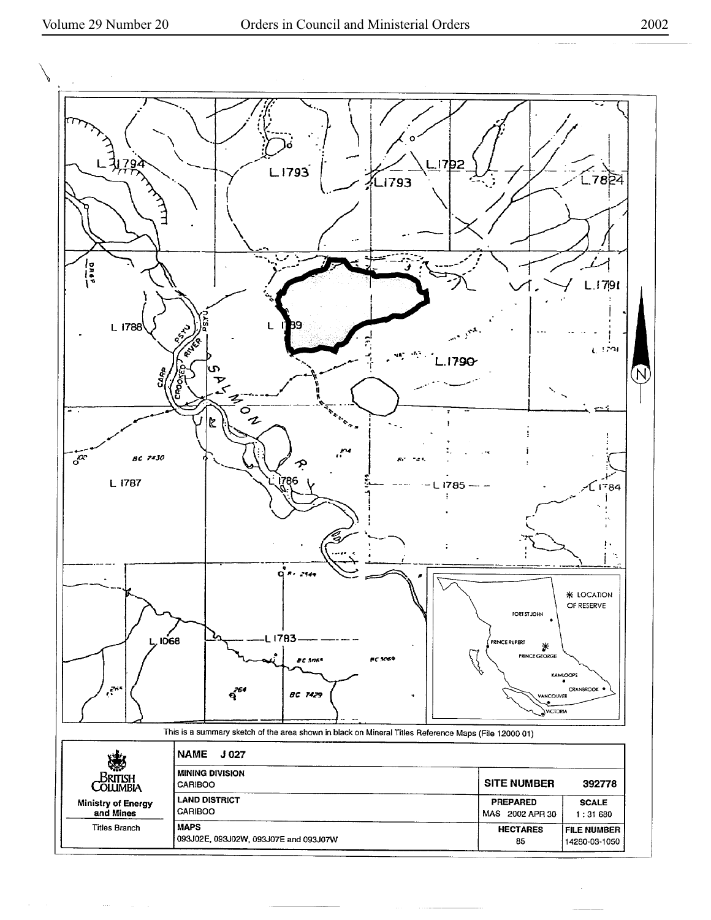This is a summary sketch of the area shown in black on Mineral Titles Reference Maps (File 12000 01)

| | | | |
|---|---|---|---|
| British Columbia<br>Ministry of Energy and Mines<br>Titles Branch | **NAME J 027** | | |
| | **MINING DIVISION**<br>CARIBOO | **SITE NUMBER** | **392778** |
| | **LAND DISTRICT**<br>CARIBOO | **PREPARED**<br>MAS 2002 APR 30 | **SCALE**<br>1 : 31 680 |
| | **MAPS**<br>093J02E, 093J02W, 093J07E and 093J07W | **HECTARES**<br>85 | **FILE NUMBER**<br>14280-03-1050 |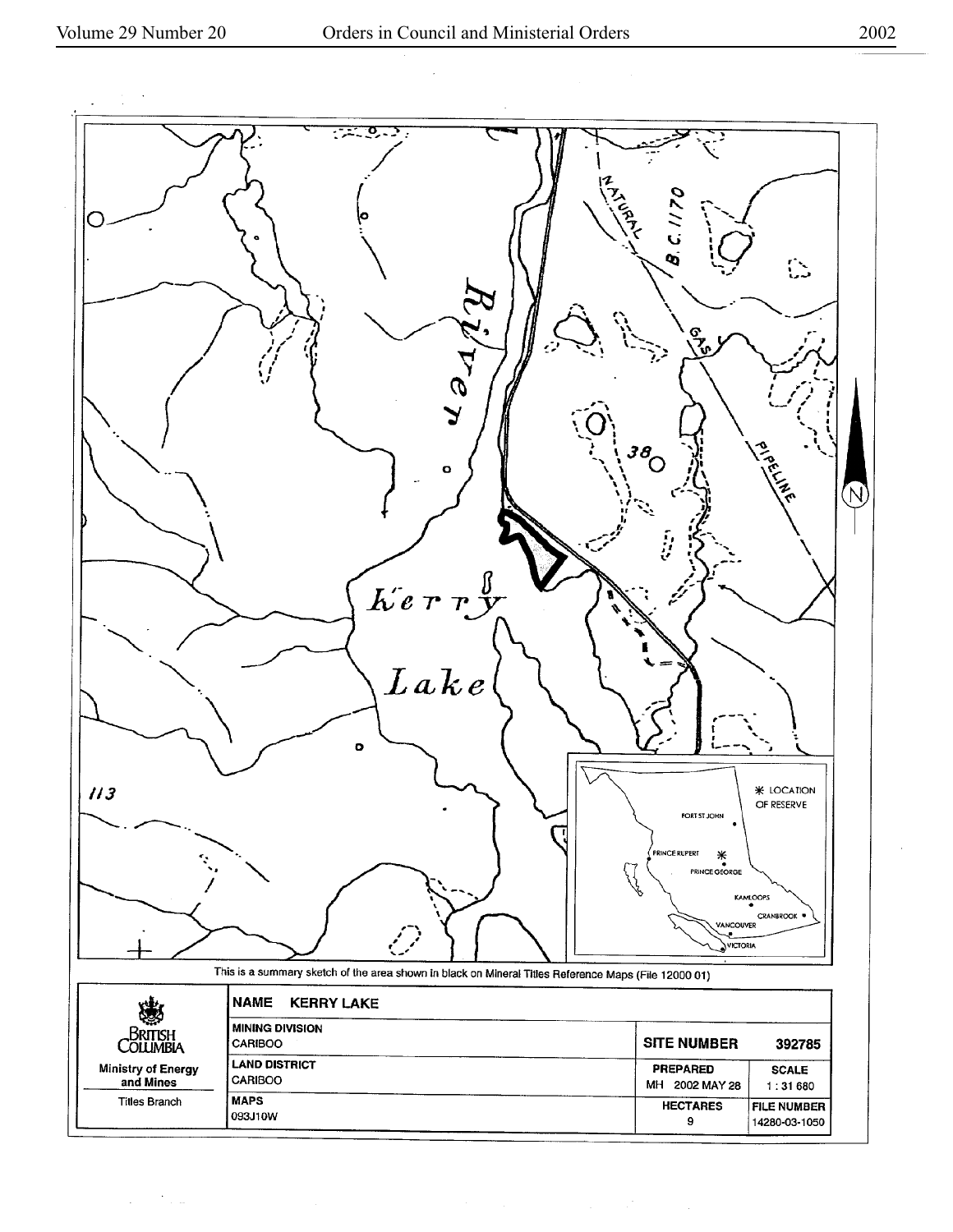This is a summary sketch of the area shown in black on Mineral Titles Reference Maps (File 12000 01)

| British Columbia — Ministry of Energy and Mines — Titles Branch | NAME KERRY LAKE | | |
|---|---|---|---|
| | MINING DIVISION CARIBOO | SITE NUMBER | 392785 |
| | LAND DISTRICT CARIBOO | PREPARED MH 2002 MAY 28 | SCALE 1 : 31 680 |
| | MAPS 093J10W | HECTARES 9 | FILE NUMBER 14280-03-1050 |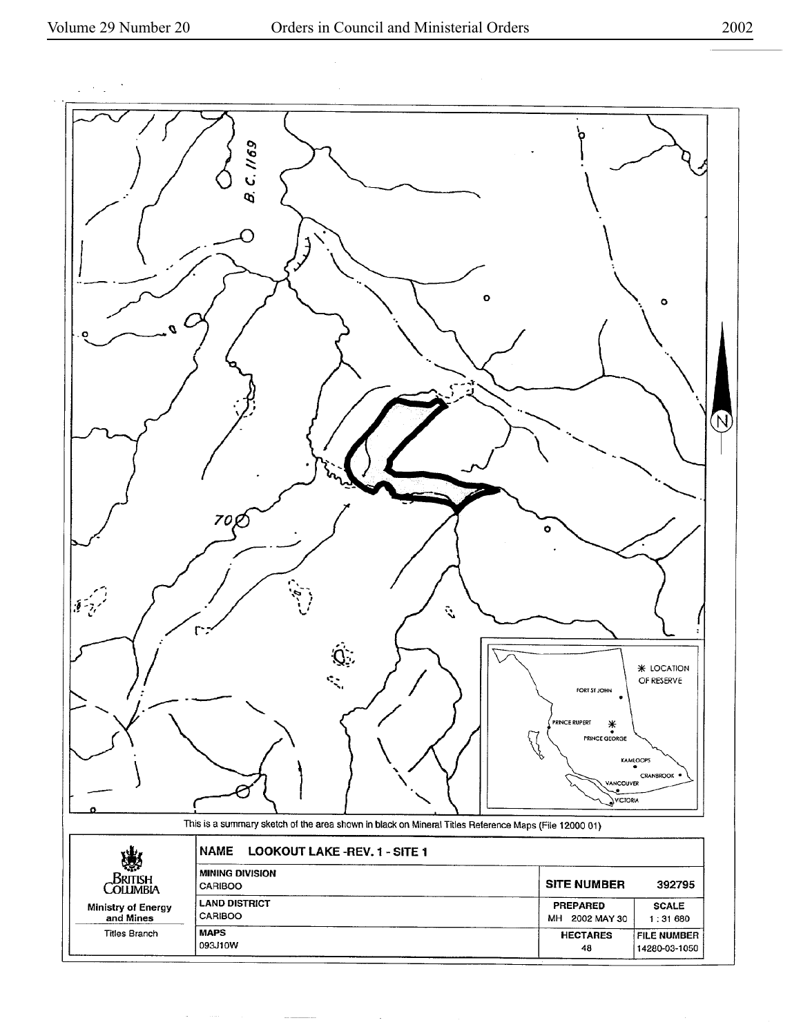B. C. 1169

70

N

LOCATION OF RESERVE

FORT ST JOHN

PRINCE RUPERT

PRINCE GEORGE

KAMLOOPS

CRANBROOK

VANCOUVER

VICTORIA

This is a summary sketch of the area shown in black on Mineral Titles Reference Maps (File 12000 01)

| | | | |
|---|---|---|---|
| British Columbia | **NAME** **LOOKOUT LAKE -REV. 1 - SITE 1** | | |
| | **MINING DIVISION** CARIBOO | **SITE NUMBER** | **392795** |
| **Ministry of Energy and Mines** | **LAND DISTRICT** CARIBOO | **PREPARED** MH 2002 MAY 30 | **SCALE** 1 : 31 680 |
| Titles Branch | **MAPS** 093J10W | **HECTARES** 48 | **FILE NUMBER** 14280-03-1050 |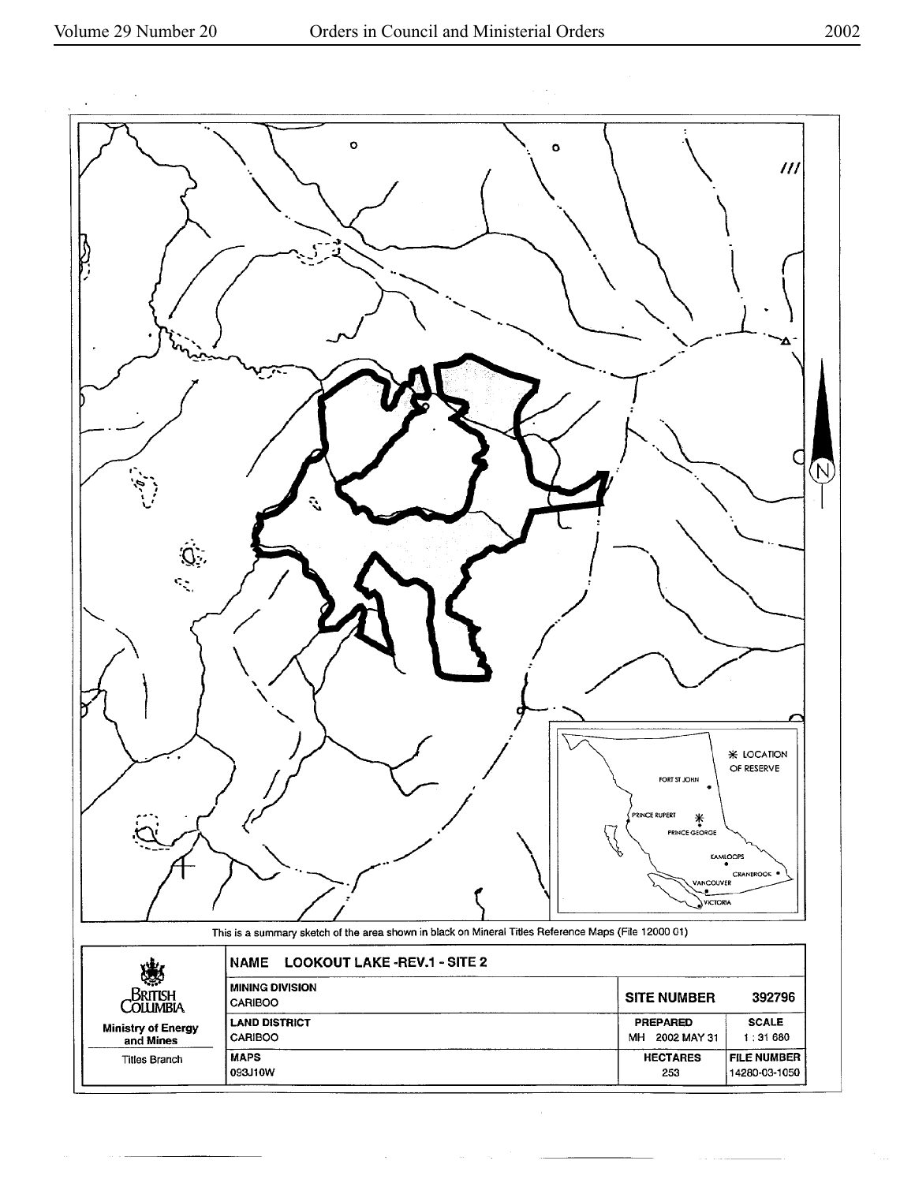※ LOCATION OF RESERVE

FORT ST JOHN

PRINCE RUPERT

PRINCE GEORGE

KAMLOOPS

CRANBROOK

VANCOUVER

VICTORIA

This is a summary sketch of the area shown in black on Mineral Titles Reference Maps (File 12000 01)

| | | | |
|---|---|---|---|
| British Columbia<br>Ministry of Energy and Mines<br>Titles Branch | NAME LOOKOUT LAKE -REV.1 - SITE 2 | | |
| | MINING DIVISION<br>CARIBOO | SITE NUMBER | 392796 |
| | LAND DISTRICT<br>CARIBOO | PREPARED<br>MH 2002 MAY 31 | SCALE<br>1 : 31 680 |
| | MAPS<br>093J10W | HECTARES<br>253 | FILE NUMBER<br>14280-03-1050 |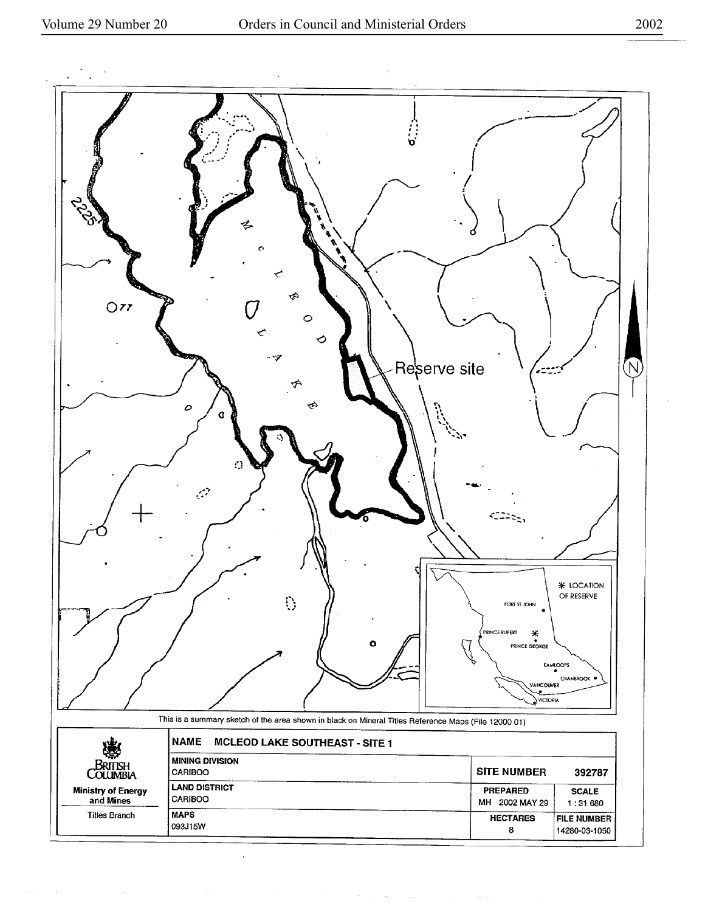Reserve site

M c L E O D L A K E

2225

77

LOCATION OF RESERVE

FORT ST JOHN

PRINCE RUPERT

PRINCE GEORGE

KAMLOOPS

CRANBROOK

VANCOUVER

VICTORIA

N

This is a summary sketch of the area shown in black on Mineral Titles Reference Maps (File 12000 01)

| | | | |
|---|---|---|---|
| BRITISH COLUMBIA | **NAME** MCLEOD LAKE SOUTHEAST - SITE 1 | | |
| **Ministry of Energy and Mines** | **MINING DIVISION** CARIBOO | **SITE NUMBER** | **392787** |
| Titles Branch | **LAND DISTRICT** CARIBOO | **PREPARED** MH 2002 MAY 29 | **SCALE** 1 : 31 680 |
| | **MAPS** 093J15W | **HECTARES** 8 | **FILE NUMBER** 14280-03-1050 |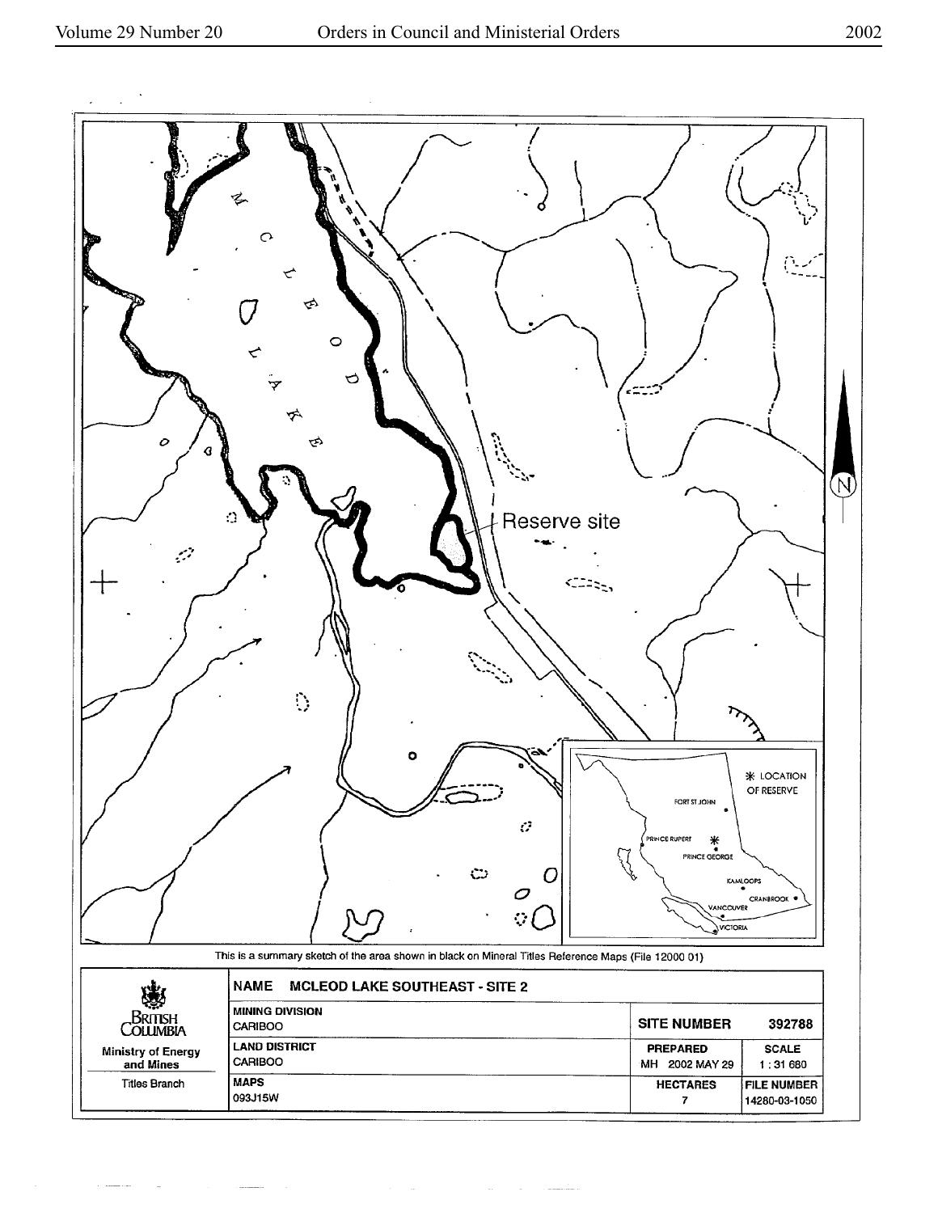Reserve site

M C L E O D L A K E

N

✳ LOCATION OF RESERVE

FORT ST JOHN

PRINCE RUPERT

PRINCE GEORGE

KAMLOOPS

CRANBROOK

VANCOUVER

VICTORIA

This is a summary sketch of the area shown in black on Mineral Titles Reference Maps (File 12000 01)

| | | | |
|---|---|---|---|
| British Columbia<br>Ministry of Energy and Mines<br>Titles Branch | **NAME MCLEOD LAKE SOUTHEAST - SITE 2** | | |
| | **MINING DIVISION**<br>CARIBOO | **SITE NUMBER** | **392788** |
| | **LAND DISTRICT**<br>CARIBOO | **PREPARED**<br>MH 2002 MAY 29 | **SCALE**<br>1 : 31 680 |
| | **MAPS**<br>093J15W | **HECTARES**<br>7 | **FILE NUMBER**<br>14280-03-1050 |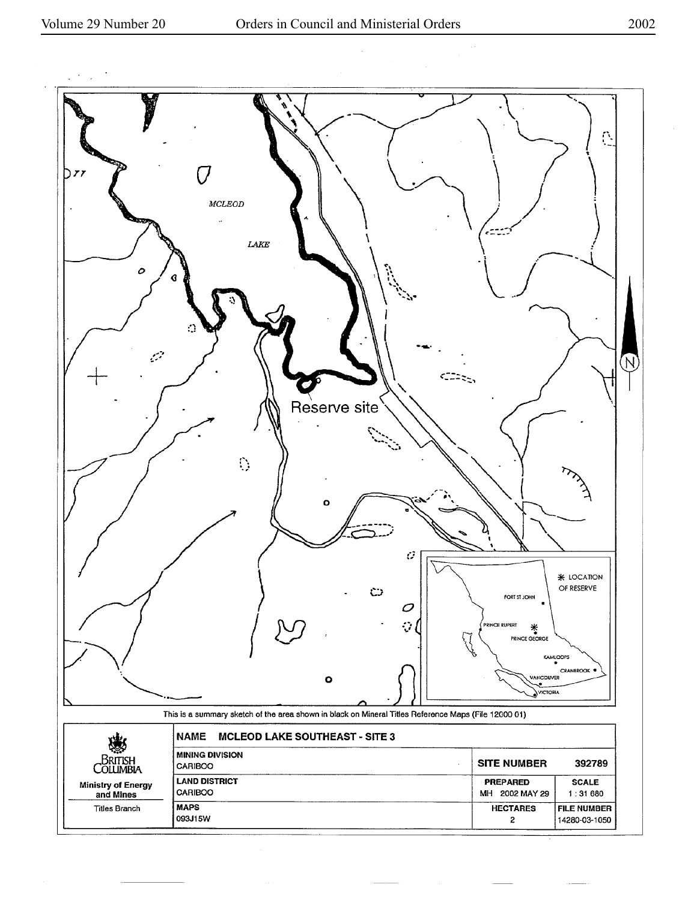MCLEOD

LAKE

Reserve site

LOCATION OF RESERVE

FORT ST JOHN

PRINCE RUPERT

PRINCE GEORGE

KAMLOOPS

CRANBROOK

VANCOUVER

VICTORIA

N

This is a summary sketch of the area shown in black on Mineral Titles Reference Maps (File 12000 01)

| | | | |
|---|---|---|---|
| BRITISH COLUMBIA<br>Ministry of Energy and Mines<br>Titles Branch | **NAME** **MCLEOD LAKE SOUTHEAST - SITE 3** | | |
| | **MINING DIVISION**<br>CARIBOO | **SITE NUMBER** | **392789** |
| | **LAND DISTRICT**<br>CARIBOO | **PREPARED**<br>MH 2002 MAY 29 | **SCALE**<br>1 : 31 680 |
| | **MAPS**<br>093J15W | **HECTARES**<br>2 | **FILE NUMBER**<br>14280-03-1050 |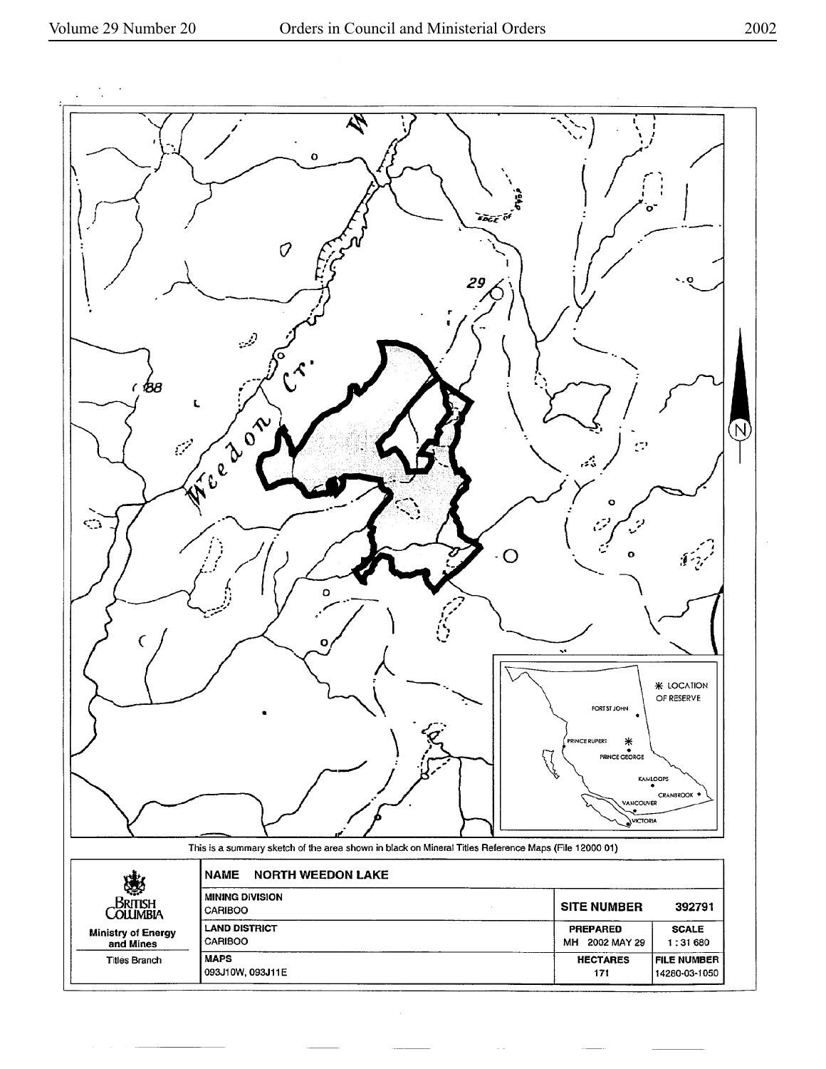This is a summary sketch of the area shown in black on Mineral Titles Reference Maps (File 12000 01)

| | | | |
|---|---|---|---|
| British Columbia Ministry of Energy and Mines Titles Branch | **NAME NORTH WEEDON LAKE** | | |
| | MINING DIVISION CARIBOO | **SITE NUMBER** | **392791** |
| | LAND DISTRICT CARIBOO | **PREPARED** MH 2002 MAY 29 | **SCALE** 1 : 31 680 |
| | MAPS 093J10W, 093J11E | **HECTARES** 171 | **FILE NUMBER** 14280-03-1050 |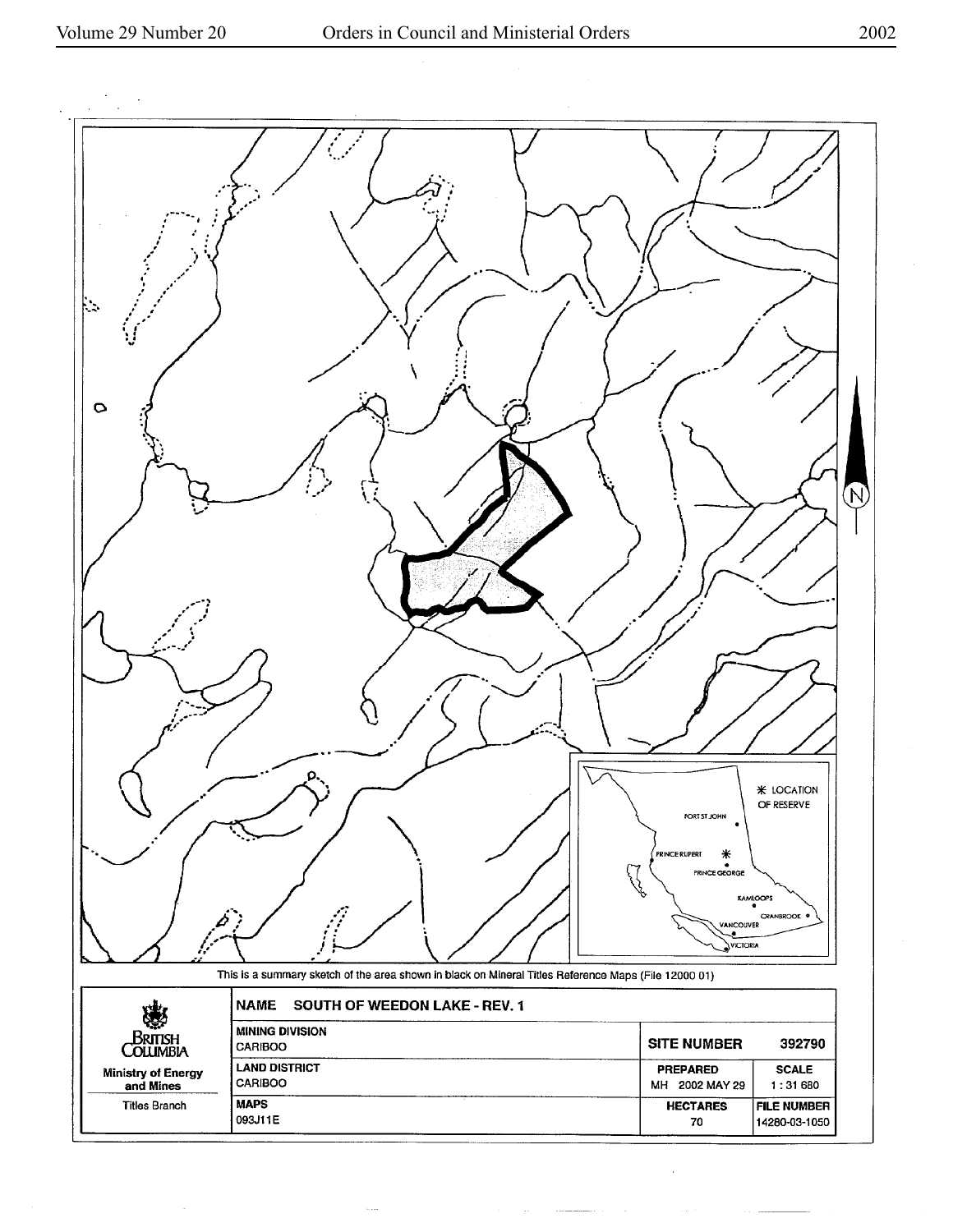This is a summary sketch of the area shown in black on Mineral Titles Reference Maps (File 12000 01)

| | | | |
|---|---|---|---|
| British Columbia<br>Ministry of Energy and Mines<br>Titles Branch | **NAME SOUTH OF WEEDON LAKE - REV. 1** | | |
| | **MINING DIVISION**<br>CARIBOO | **SITE NUMBER** | **392790** |
| | **LAND DISTRICT**<br>CARIBOO | **PREPARED**<br>MH 2002 MAY 29 | **SCALE**<br>1 : 31 680 |
| | **MAPS**<br>093J11E | **HECTARES**<br>70 | **FILE NUMBER**<br>14280-03-1050 |

✳ LOCATION OF RESERVE

FORT ST JOHN
PRINCE RUPERT
PRINCE GEORGE
KAMLOOPS
CRANBROOK
VANCOUVER
VICTORIA

N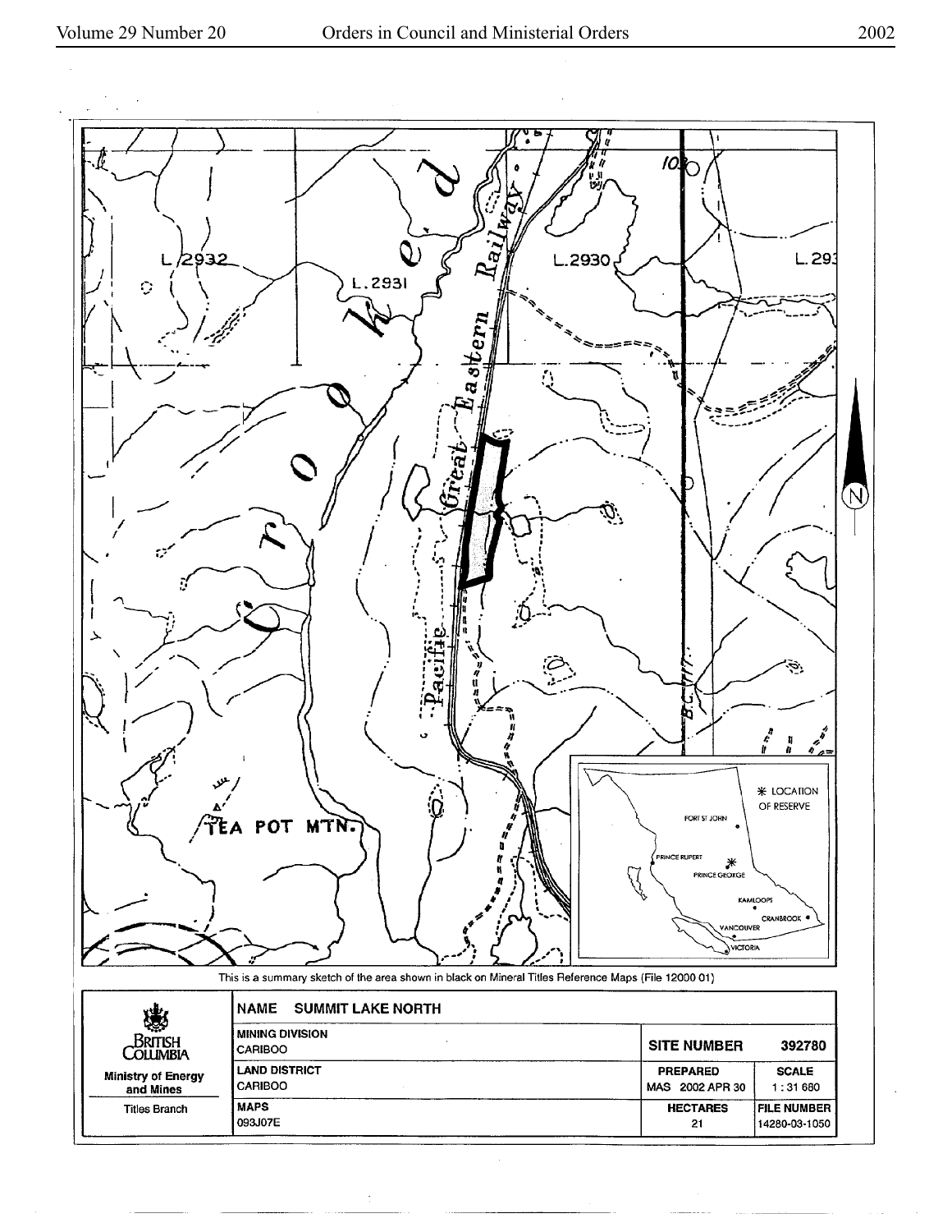L.2932

L.2931

L.2930

L.293

Crooked

Great Eastern Railway

Pacific

TEA POT MTN.

B.C. 97

102

N

✱ LOCATION OF RESERVE

FORT ST JOHN

PRINCE RUPERT

PRINCE GEORGE

KAMLOOPS

CRANBROOK

VANCOUVER

VICTORIA

This is a summary sketch of the area shown in black on Mineral Titles Reference Maps (File 12000 01)

| | | | |
|---|---|---|---|
| BRITISH COLUMBIA | NAME SUMMIT LAKE NORTH | | |
| Ministry of Energy and Mines | MINING DIVISION<br>CARIBOO | SITE NUMBER | 392780 |
| Titles Branch | LAND DISTRICT<br>CARIBOO | PREPARED<br>MAS 2002 APR 30 | SCALE<br>1 : 31 680 |
| | MAPS<br>093J07E | HECTARES<br>21 | FILE NUMBER<br>14280-03-1050 |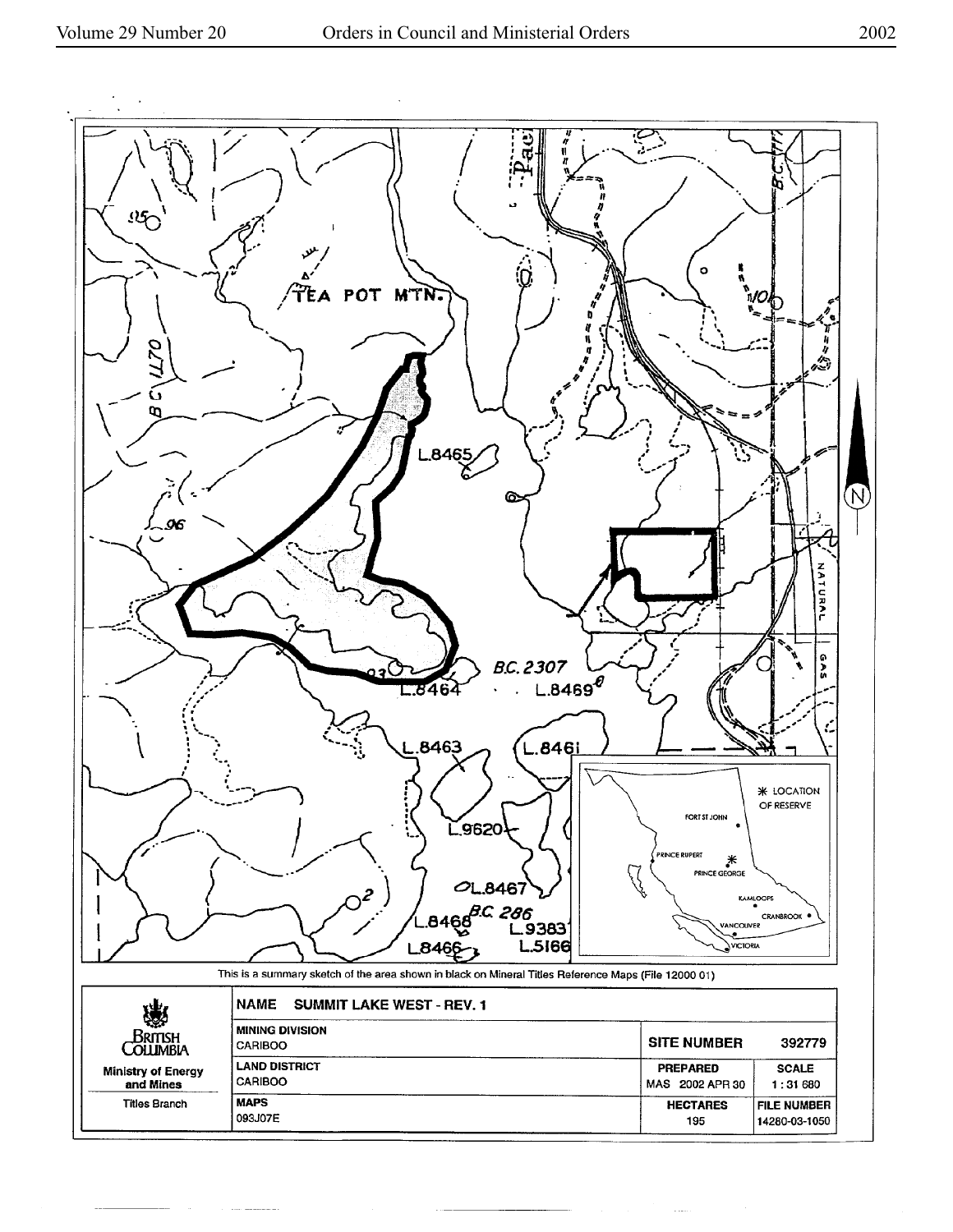TEA POT MTN.

BC 1170

96

95

Pac

B.C.

10

L.8465

N

NATURAL GAS

B.C. 2307

93

L.8464

L.8469

L.8463

L.8461

L.9620

L.8467

2

L.8468

B.C. 286

L.9383

L.8466

L.5166

LOCATION OF RESERVE

FORT ST JOHN

PRINCE RUPERT

PRINCE GEORGE

KAMLOOPS

CRANBROOK

VANCOUVER

VICTORIA

This is a summary sketch of the area shown in black on Mineral Titles Reference Maps (File 12000 01)

| | | | |
|---|---|---|---|
| British Columbia<br>Ministry of Energy and Mines<br>Titles Branch | NAME SUMMIT LAKE WEST - REV. 1 | | |
| | MINING DIVISION<br>CARIBOO | SITE NUMBER | 392779 |
| | LAND DISTRICT<br>CARIBOO | PREPARED<br>MAS 2002 APR 30 | SCALE<br>1 : 31 680 |
| | MAPS<br>093J07E | HECTARES<br>195 | FILE NUMBER<br>14280-03-1050 |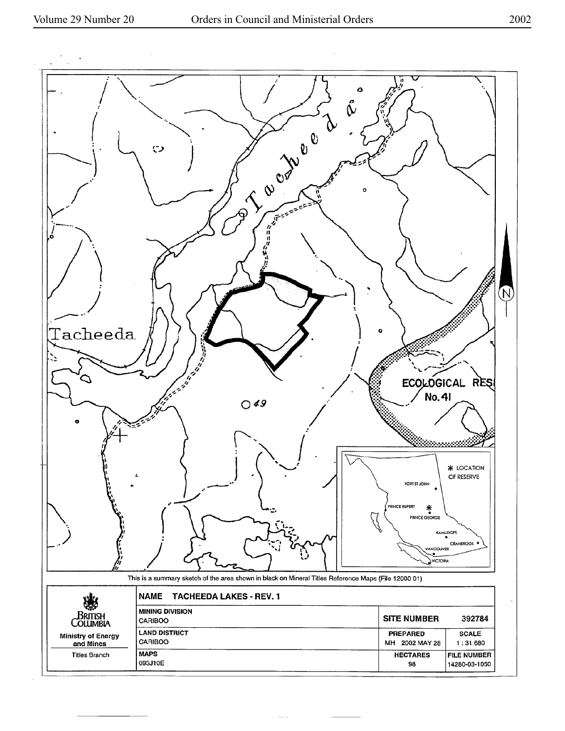Tacheeda

Tacheeda

ECOLOGICAL RES

No. 41

49

N

LOCATION OF RESERVE

FORT ST JOHN

PRINCE RUPERT

PRINCE GEORGE

KAMLOOPS

CRANBROOK

VANCOUVER

VICTORIA

This is a summary sketch of the area shown in black on Mineral Titles Reference Maps (File 12000 01)

| | | | |
|---|---|---|---|
| British Columbia | **NAME TACHEEDA LAKES - REV. 1** | | |
| | **MINING DIVISION** CARIBOO | **SITE NUMBER** | **392784** |
| **Ministry of Energy and Mines** | **LAND DISTRICT** CARIBOO | **PREPARED** MH 2002 MAY 28 | **SCALE** 1 : 31 680 |
| Titles Branch | **MAPS** 093J10E | **HECTARES** 98 | **FILE NUMBER** 14280-03-1050 |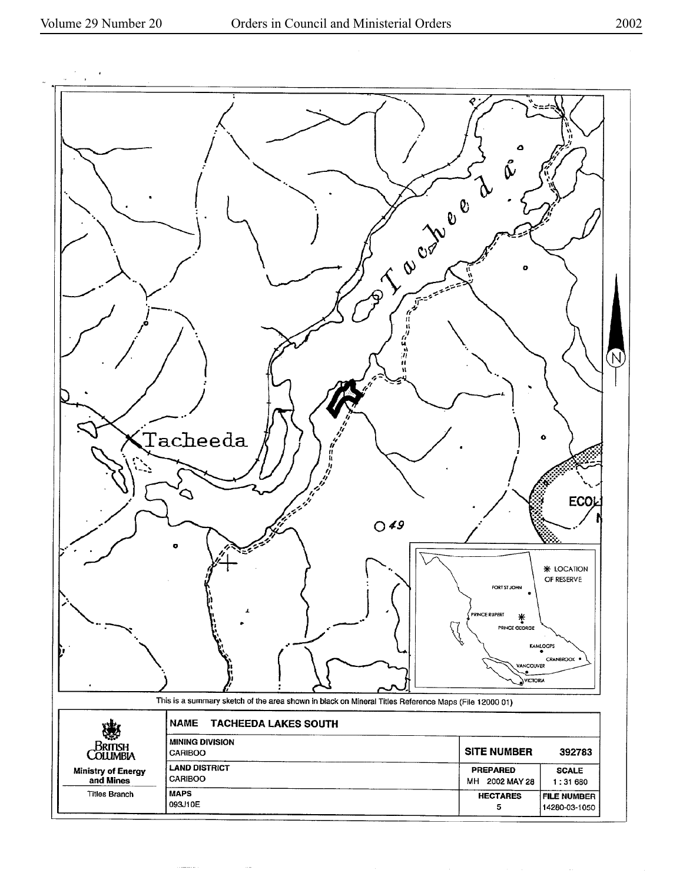Tacheeda

Tacheeda

49

ECO

N

* LOCATION OF RESERVE

FORT ST JOHN

PRINCE RUPERT

PRINCE GEORGE

KAMLOOPS

CRANBROOK

VANCOUVER

VICTORIA

This is a summary sketch of the area shown in black on Mineral Titles Reference Maps (File 12000 01)

| British Columbia Ministry of Energy and Mines Titles Branch | NAME TACHEEDA LAKES SOUTH | | |
|---|---|---|---|
| | MINING DIVISION CARIBOO | SITE NUMBER 392783 | |
| | LAND DISTRICT CARIBOO | PREPARED MH 2002 MAY 28 | SCALE 1 : 31 680 |
| | MAPS 093J10E | HECTARES 5 | FILE NUMBER 14280-03-1050 |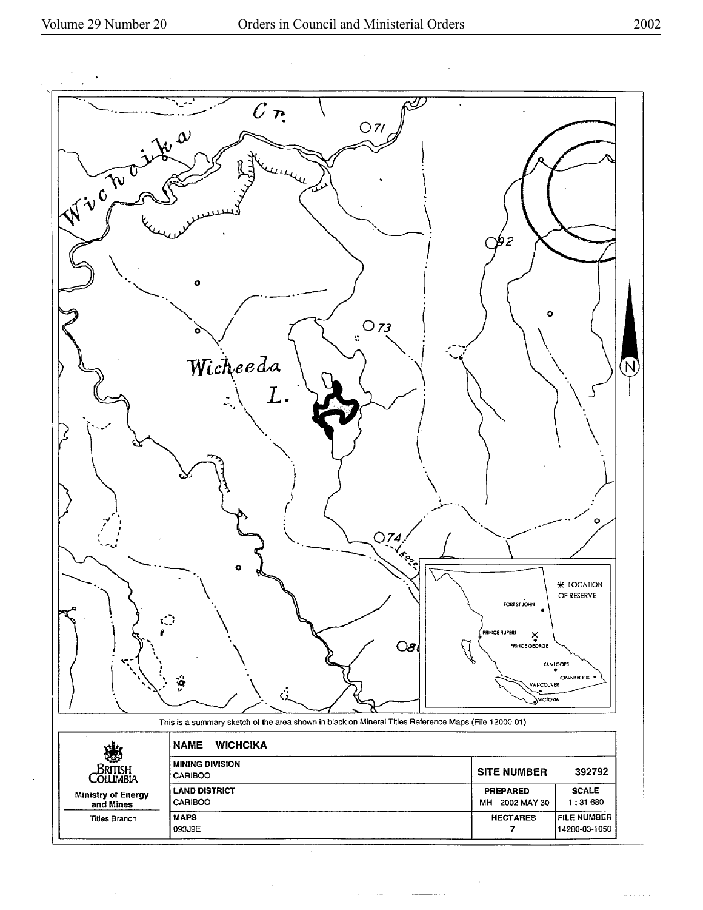Wichcika Cr.

71

92

73

Wicheeda L.

74

08

LOCATION OF RESERVE

FORT ST JOHN

PRINCE RUPERT

PRINCE GEORGE

KAMLOOPS

CRANBROOK

VANCOUVER

VICTORIA

N

This is a summary sketch of the area shown in black on Mineral Titles Reference Maps (File 12000 01)

| | | | |
|---|---|---|---|
| British Columbia<br>Ministry of Energy and Mines<br>Titles Branch | **NAME WICHCIKA** | | |
| | MINING DIVISION<br>CARIBOO | **SITE NUMBER** | **392792** |
| | LAND DISTRICT<br>CARIBOO | **PREPARED**<br>MH 2002 MAY 30 | **SCALE**<br>1 : 31 680 |
| | MAPS<br>093J9E | **HECTARES**<br>7 | **FILE NUMBER**<br>14280-03-1050 |